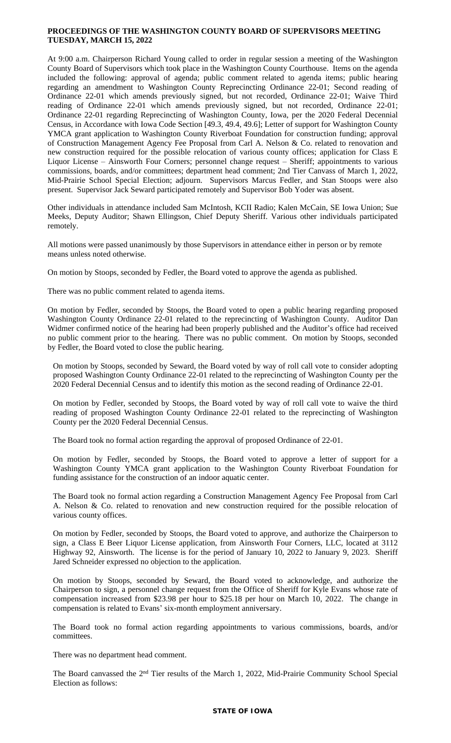**PROCEEDINGS OF THE WASHINGTON COUNTY BOARD OF SUPERVISORS MEETING TUESDAY, MARCH 15, 2022**

At 9:00 a.m. Chairperson Richard Young called to order in regular session a meeting of the Washington County Board of Supervisors which took place in the Washington County Courthouse. Items on the agenda included the following: approval of agenda; public comment related to agenda items; public hearing regarding an amendment to Washington County Reprecincting Ordinance 22-01; Second reading of Ordinance 22-01 which amends previously signed, but not recorded, Ordinance 22-01; Waive Third reading of Ordinance 22-01 which amends previously signed, but not recorded, Ordinance 22-01; Ordinance 22-01 regarding Reprecincting of Washington County, Iowa, per the 2020 Federal Decennial Census, in Accordance with Iowa Code Section [49.3, 49.4, 49.6]; Letter of support for Washington County YMCA grant application to Washington County Riverboat Foundation for construction funding; approval of Construction Management Agency Fee Proposal from Carl A. Nelson & Co. related to renovation and new construction required for the possible relocation of various county offices; application for Class E Liquor License – Ainsworth Four Corners; personnel change request – Sheriff; appointments to various commissions, boards, and/or committees; department head comment; 2nd Tier Canvass of March 1, 2022, Mid-Prairie School Special Election; adjourn. Supervisors Marcus Fedler, and Stan Stoops were also present. Supervisor Jack Seward participated remotely and Supervisor Bob Yoder was absent.

Other individuals in attendance included Sam McIntosh, KCII Radio; Kalen McCain, SE Iowa Union; Sue Meeks, Deputy Auditor; Shawn Ellingson, Chief Deputy Sheriff. Various other individuals participated remotely.

All motions were passed unanimously by those Supervisors in attendance either in person or by remote means unless noted otherwise.

On motion by Stoops, seconded by Fedler, the Board voted to approve the agenda as published.

There was no public comment related to agenda items.

On motion by Fedler, seconded by Stoops, the Board voted to open a public hearing regarding proposed Washington County Ordinance 22-01 related to the reprecincting of Washington County. Auditor Dan Widmer confirmed notice of the hearing had been properly published and the Auditor's office had received no public comment prior to the hearing. There was no public comment. On motion by Stoops, seconded by Fedler, the Board voted to close the public hearing.

On motion by Stoops, seconded by Seward, the Board voted by way of roll call vote to consider adopting proposed Washington County Ordinance 22-01 related to the reprecincting of Washington County per the 2020 Federal Decennial Census and to identify this motion as the second reading of Ordinance 22-01.

On motion by Fedler, seconded by Stoops, the Board voted by way of roll call vote to waive the third reading of proposed Washington County Ordinance 22-01 related to the reprecincting of Washington County per the 2020 Federal Decennial Census.

The Board took no formal action regarding the approval of proposed Ordinance of 22-01.

On motion by Fedler, seconded by Stoops, the Board voted to approve a letter of support for a Washington County YMCA grant application to the Washington County Riverboat Foundation for funding assistance for the construction of an indoor aquatic center.

The Board took no formal action regarding a Construction Management Agency Fee Proposal from Carl A. Nelson & Co. related to renovation and new construction required for the possible relocation of various county offices.

On motion by Fedler, seconded by Stoops, the Board voted to approve, and authorize the Chairperson to sign, a Class E Beer Liquor License application, from Ainsworth Four Corners, LLC, located at 3112 Highway 92, Ainsworth. The license is for the period of January 10, 2022 to January 9, 2023. Sheriff Jared Schneider expressed no objection to the application.

On motion by Stoops, seconded by Seward, the Board voted to acknowledge, and authorize the Chairperson to sign, a personnel change request from the Office of Sheriff for Kyle Evans whose rate of compensation increased from $23.98 per hour to $25.18 per hour on March 10, 2022. The change in compensation is related to Evans' six-month employment anniversary.

The Board took no formal action regarding appointments to various commissions, boards, and/or committees.

There was no department head comment.

The Board canvassed the 2nd Tier results of the March 1, 2022, Mid-Prairie Community School Special Election as follows:

**STATE OF IOWA**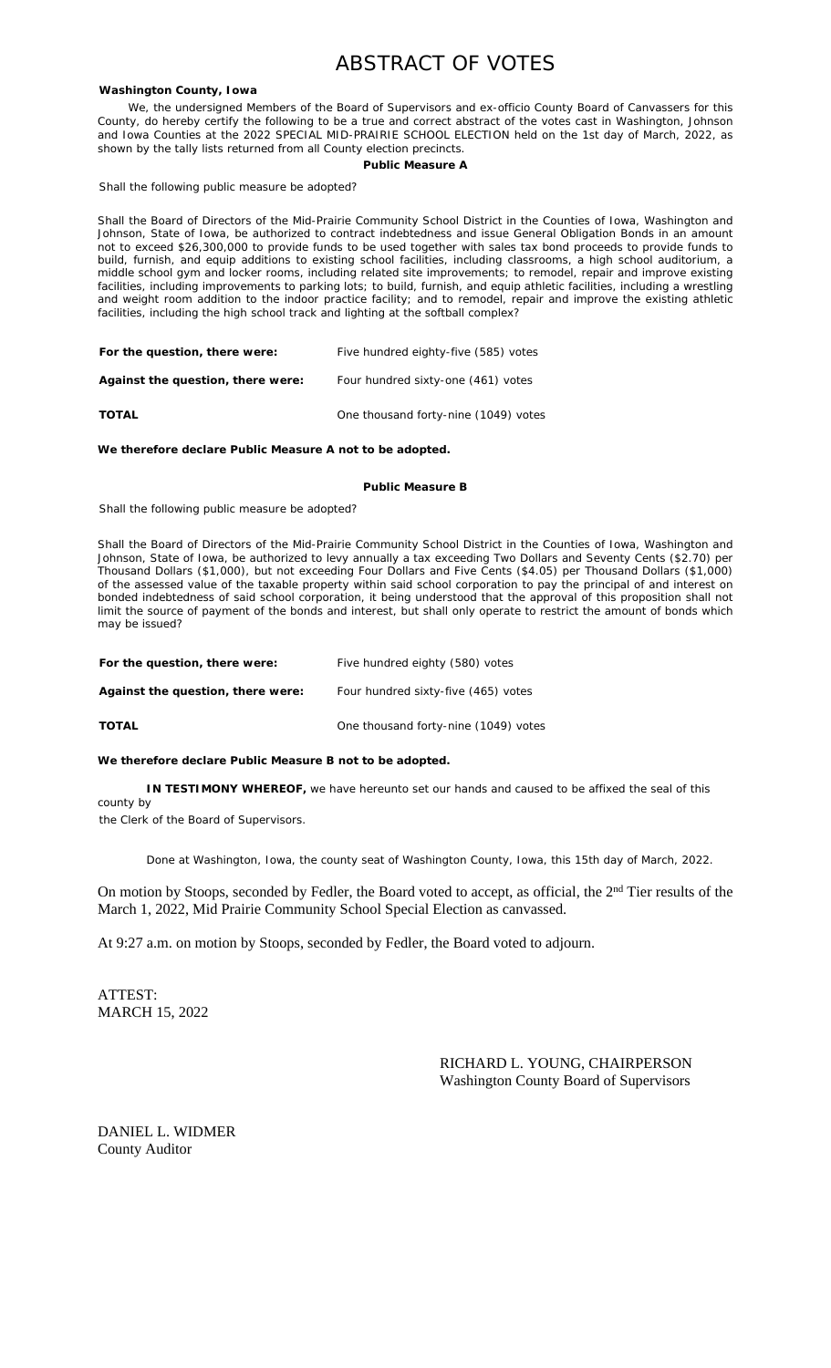# ABSTRACT OF VOTES

**Washington County, Iowa**

We, the undersigned Members of the Board of Supervisors and ex-officio County Board of Canvassers for this County, do hereby certify the following to be a true and correct abstract of the votes cast in Washington, Johnson and Iowa Counties at the 2022 SPECIAL MID-PRAIRIE SCHOOL ELECTION held on the 1st day of March, 2022, as shown by the tally lists returned from all County election precincts.

**Public Measure A**

Shall the following public measure be adopted?

Shall the Board of Directors of the Mid-Prairie Community School District in the Counties of Iowa, Washington and Johnson, State of Iowa, be authorized to contract indebtedness and issue General Obligation Bonds in an amount not to exceed $26,300,000 to provide funds to be used together with sales tax bond proceeds to provide funds to build, furnish, and equip additions to existing school facilities, including classrooms, a high school auditorium, a middle school gym and locker rooms, including related site improvements; to remodel, repair and improve existing facilities, including improvements to parking lots; to build, furnish, and equip athletic facilities, including a wrestling and weight room addition to the indoor practice facility; and to remodel, repair and improve the existing athletic facilities, including the high school track and lighting at the softball complex?

| | |
|---|---|
| **For the question, there were:** | Five hundred eighty-five (585) votes |
| **Against the question, there were:** | Four hundred sixty-one (461) votes |
| **TOTAL** | One thousand forty-nine (1049) votes |

**We therefore declare Public Measure A not to be adopted.**

**Public Measure B**

Shall the following public measure be adopted?

Shall the Board of Directors of the Mid-Prairie Community School District in the Counties of Iowa, Washington and Johnson, State of Iowa, be authorized to levy annually a tax exceeding Two Dollars and Seventy Cents ($2.70) per Thousand Dollars ($1,000), but not exceeding Four Dollars and Five Cents ($4.05) per Thousand Dollars ($1,000) of the assessed value of the taxable property within said school corporation to pay the principal of and interest on bonded indebtedness of said school corporation, it being understood that the approval of this proposition shall not limit the source of payment of the bonds and interest, but shall only operate to restrict the amount of bonds which may be issued?

| | |
|---|---|
| **For the question, there were:** | Five hundred eighty (580) votes |
| **Against the question, there were:** | Four hundred sixty-five (465) votes |
| **TOTAL** | One thousand forty-nine (1049) votes |

**We therefore declare Public Measure B not to be adopted.**

**IN TESTIMONY WHEREOF,** we have hereunto set our hands and caused to be affixed the seal of this county by
the Clerk of the Board of Supervisors.

Done at Washington, Iowa, the county seat of Washington County, Iowa, this 15th day of March, 2022.

On motion by Stoops, seconded by Fedler, the Board voted to accept, as official, the 2nd Tier results of the March 1, 2022, Mid Prairie Community School Special Election as canvassed.

At 9:27 a.m. on motion by Stoops, seconded by Fedler, the Board voted to adjourn.

ATTEST:
MARCH 15, 2022

RICHARD L. YOUNG, CHAIRPERSON
Washington County Board of Supervisors

DANIEL L. WIDMER
County Auditor